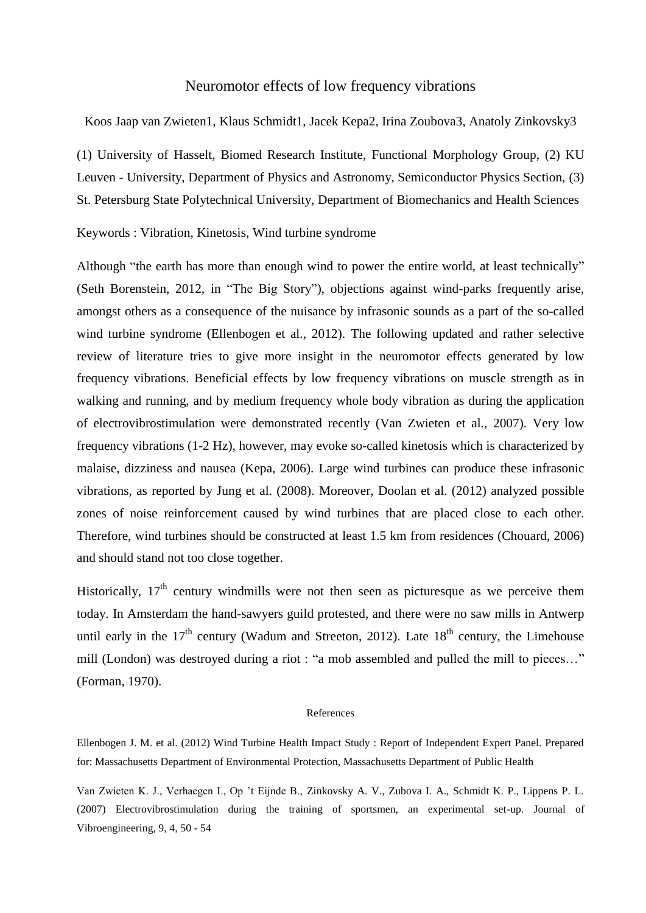# Neuromotor effects of low frequency vibrations

Koos Jaap van Zwieten1, Klaus Schmidt1, Jacek Kepa2, Irina Zoubova3, Anatoly Zinkovsky3

(1) University of Hasselt, Biomed Research Institute, Functional Morphology Group, (2) KU Leuven - University, Department of Physics and Astronomy, Semiconductor Physics Section, (3) St. Petersburg State Polytechnical University, Department of Biomechanics and Health Sciences

Keywords : Vibration, Kinetosis, Wind turbine syndrome

Although "the earth has more than enough wind to power the entire world, at least technically" (Seth Borenstein, 2012, in "The Big Story"), objections against wind-parks frequently arise, amongst others as a consequence of the nuisance by infrasonic sounds as a part of the so-called wind turbine syndrome (Ellenbogen et al., 2012). The following updated and rather selective review of literature tries to give more insight in the neuromotor effects generated by low frequency vibrations. Beneficial effects by low frequency vibrations on muscle strength as in walking and running, and by medium frequency whole body vibration as during the application of electrovibrostimulation were demonstrated recently (Van Zwieten et al., 2007). Very low frequency vibrations (1-2 Hz), however, may evoke so-called kinetosis which is characterized by malaise, dizziness and nausea (Kepa, 2006). Large wind turbines can produce these infrasonic vibrations, as reported by Jung et al. (2008). Moreover, Doolan et al. (2012) analyzed possible zones of noise reinforcement caused by wind turbines that are placed close to each other. Therefore, wind turbines should be constructed at least 1.5 km from residences (Chouard, 2006) and should stand not too close together.

Historically, 17th century windmills were not then seen as picturesque as we perceive them today. In Amsterdam the hand-sawyers guild protested, and there were no saw mills in Antwerp until early in the 17th century (Wadum and Streeton, 2012). Late 18th century, the Limehouse mill (London) was destroyed during a riot : "a mob assembled and pulled the mill to pieces…" (Forman, 1970).

References

Ellenbogen J. M. et al. (2012) Wind Turbine Health Impact Study : Report of Independent Expert Panel. Prepared for: Massachusetts Department of Environmental Protection, Massachusetts Department of Public Health

Van Zwieten K. J., Verhaegen I., Op 't Eijnde B., Zinkovsky A. V., Zubova I. A., Schmidt K. P., Lippens P. L. (2007) Electrovibrostimulation during the training of sportsmen, an experimental set-up. Journal of Vibroengineering, 9, 4, 50 - 54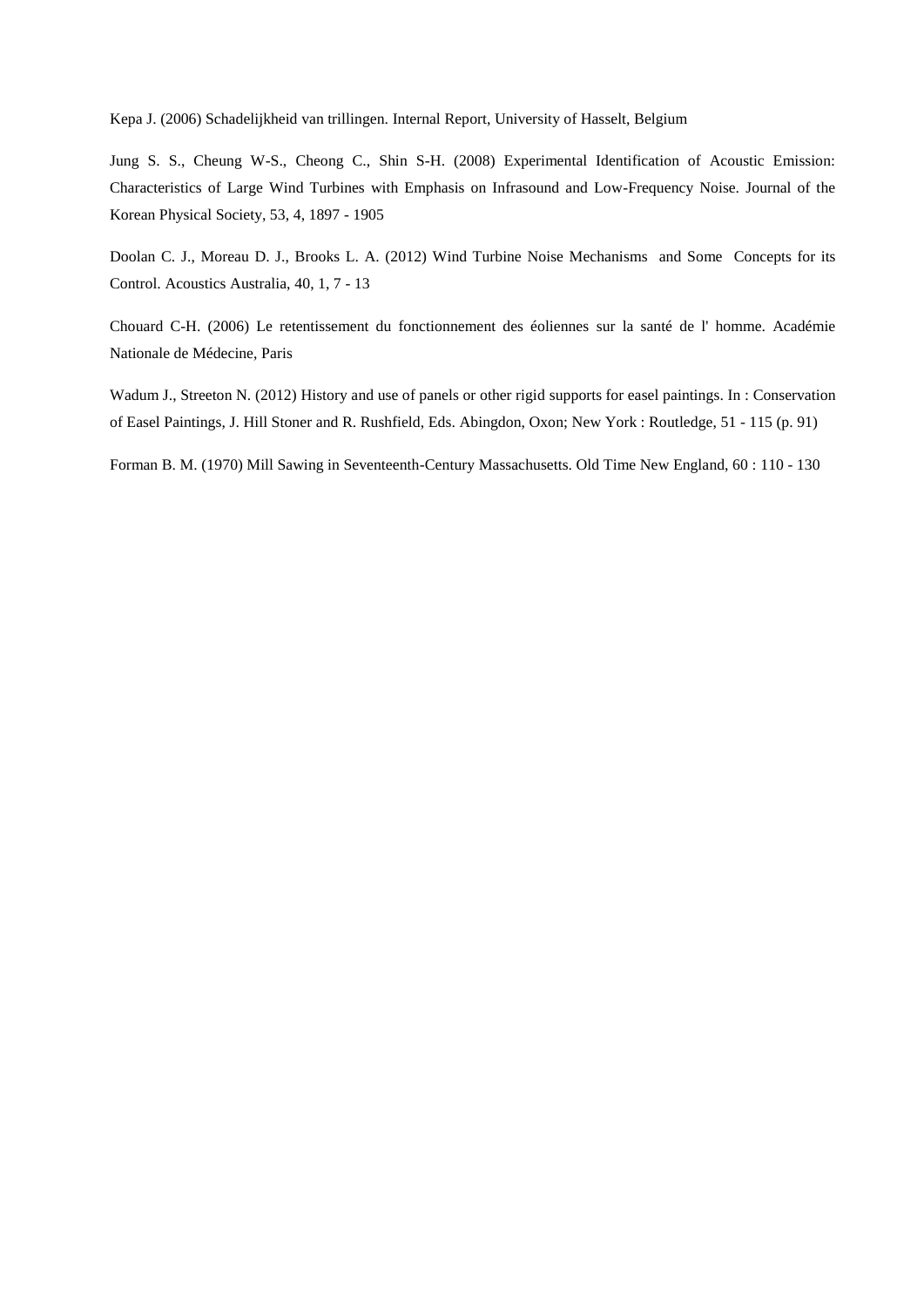Kepa J. (2006) Schadelijkheid van trillingen. Internal Report, University of Hasselt, Belgium

Jung S. S., Cheung W-S., Cheong C., Shin S-H. (2008) Experimental Identification of Acoustic Emission: Characteristics of Large Wind Turbines with Emphasis on Infrasound and Low-Frequency Noise. Journal of the Korean Physical Society, 53, 4, 1897 - 1905

Doolan C. J., Moreau D. J., Brooks L. A. (2012) Wind Turbine Noise Mechanisms and Some Concepts for its Control. Acoustics Australia, 40, 1, 7 - 13

Chouard C-H. (2006) Le retentissement du fonctionnement des éoliennes sur la santé de l' homme. Académie Nationale de Médecine, Paris

Wadum J., Streeton N. (2012) History and use of panels or other rigid supports for easel paintings. In : Conservation of Easel Paintings, J. Hill Stoner and R. Rushfield, Eds. Abingdon, Oxon; New York : Routledge, 51 - 115 (p. 91)

Forman B. M. (1970) Mill Sawing in Seventeenth-Century Massachusetts. Old Time New England, 60 : 110 - 130